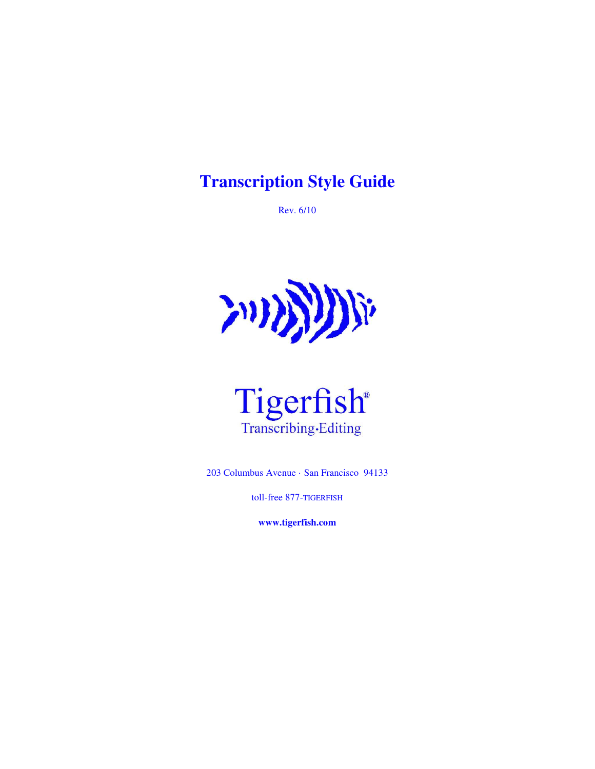# Transcription Style Guide

Rev. 6/10

Tigerfish®

Transcribing·Editing

203 Columbus Avenue · San Francisco 94133

toll-free 877-TIGERFISH

**www.tigerfish.com**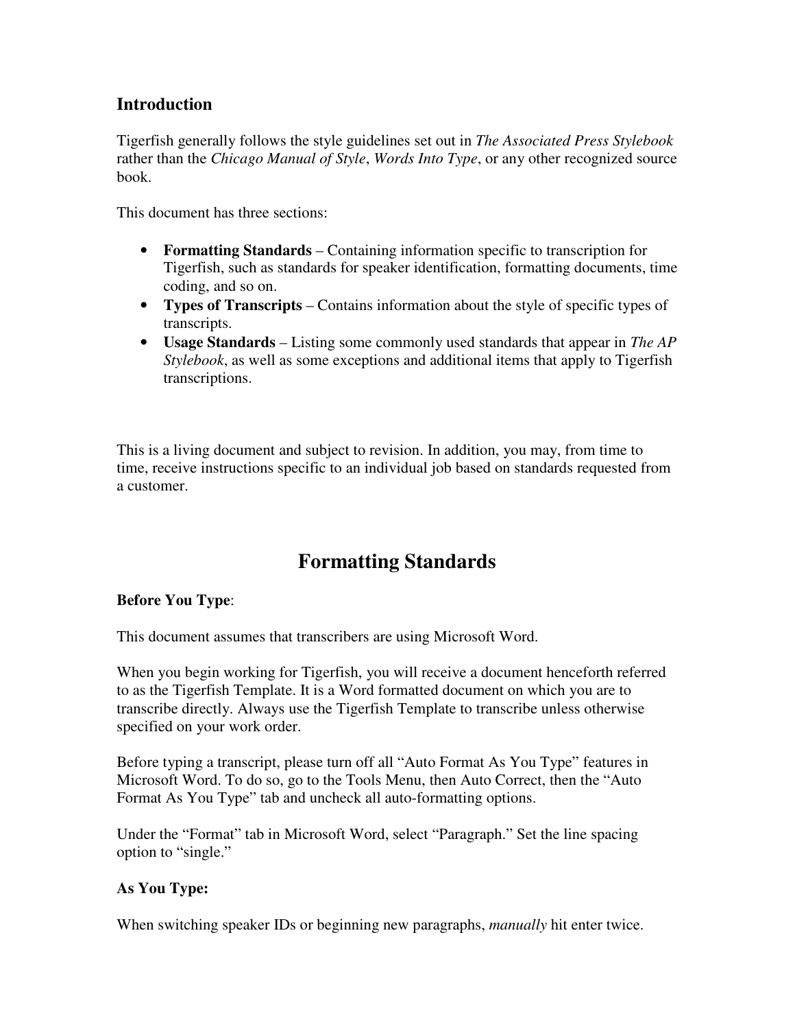## Introduction

Tigerfish generally follows the style guidelines set out in *The Associated Press Stylebook* rather than the *Chicago Manual of Style*, *Words Into Type*, or any other recognized source book.

This document has three sections:

- **Formatting Standards** – Containing information specific to transcription for Tigerfish, such as standards for speaker identification, formatting documents, time coding, and so on.
- **Types of Transcripts** – Contains information about the style of specific types of transcripts.
- **Usage Standards** – Listing some commonly used standards that appear in *The AP Stylebook*, as well as some exceptions and additional items that apply to Tigerfish transcriptions.

This is a living document and subject to revision. In addition, you may, from time to time, receive instructions specific to an individual job based on standards requested from a customer.

# Formatting Standards

**Before You Type**:

This document assumes that transcribers are using Microsoft Word.

When you begin working for Tigerfish, you will receive a document henceforth referred to as the Tigerfish Template. It is a Word formatted document on which you are to transcribe directly. Always use the Tigerfish Template to transcribe unless otherwise specified on your work order.

Before typing a transcript, please turn off all "Auto Format As You Type" features in Microsoft Word. To do so, go to the Tools Menu, then Auto Correct, then the "Auto Format As You Type" tab and uncheck all auto-formatting options.

Under the "Format" tab in Microsoft Word, select "Paragraph." Set the line spacing option to "single."

**As You Type:**

When switching speaker IDs or beginning new paragraphs, *manually* hit enter twice.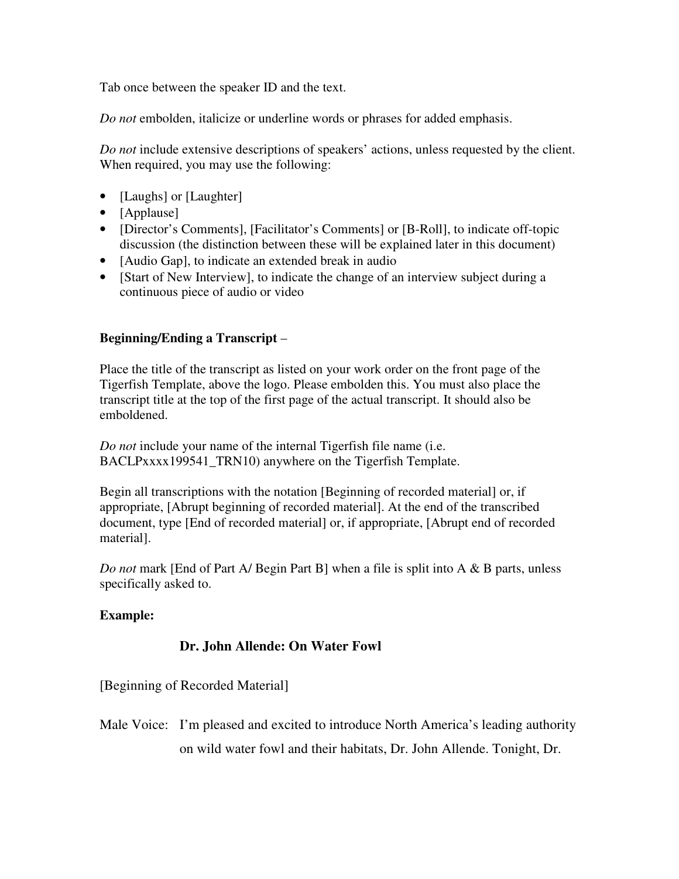Tab once between the speaker ID and the text.

*Do not* embolden, italicize or underline words or phrases for added emphasis.

*Do not* include extensive descriptions of speakers' actions, unless requested by the client. When required, you may use the following:

- [Laughs] or [Laughter]
- [Applause]
- [Director's Comments], [Facilitator's Comments] or [B-Roll], to indicate off-topic discussion (the distinction between these will be explained later in this document)
- [Audio Gap], to indicate an extended break in audio
- [Start of New Interview], to indicate the change of an interview subject during a continuous piece of audio or video

**Beginning/Ending a Transcript** –

Place the title of the transcript as listed on your work order on the front page of the Tigerfish Template, above the logo. Please embolden this. You must also place the transcript title at the top of the first page of the actual transcript. It should also be emboldened.

*Do not* include your name of the internal Tigerfish file name (i.e. BACLPxxxx199541_TRN10) anywhere on the Tigerfish Template.

Begin all transcriptions with the notation [Beginning of recorded material] or, if appropriate, [Abrupt beginning of recorded material]. At the end of the transcribed document, type [End of recorded material] or, if appropriate, [Abrupt end of recorded material].

*Do not* mark [End of Part A/ Begin Part B] when a file is split into A & B parts, unless specifically asked to.

**Example:**

**Dr. John Allende: On Water Fowl**

[Beginning of Recorded Material]

Male Voice:	I'm pleased and excited to introduce North America's leading authority on wild water fowl and their habitats, Dr. John Allende. Tonight, Dr.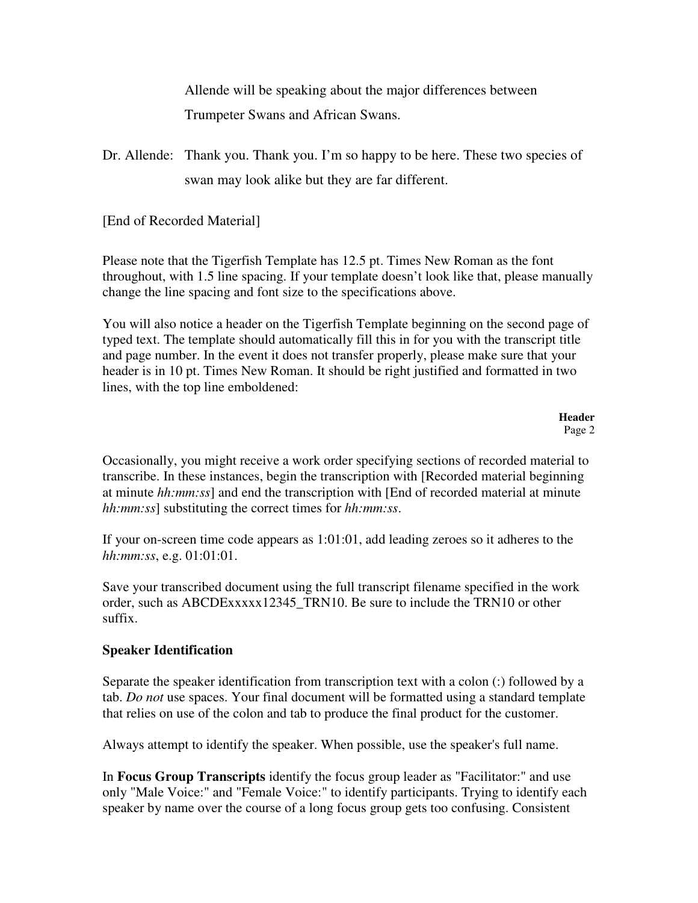Allende will be speaking about the major differences between Trumpeter Swans and African Swans.

Dr. Allende: Thank you. Thank you. I'm so happy to be here. These two species of swan may look alike but they are far different.

[End of Recorded Material]

Please note that the Tigerfish Template has 12.5 pt. Times New Roman as the font throughout, with 1.5 line spacing. If your template doesn't look like that, please manually change the line spacing and font size to the specifications above.

You will also notice a header on the Tigerfish Template beginning on the second page of typed text. The template should automatically fill this in for you with the transcript title and page number. In the event it does not transfer properly, please make sure that your header is in 10 pt. Times New Roman. It should be right justified and formatted in two lines, with the top line emboldened:

**Header**
Page 2

Occasionally, you might receive a work order specifying sections of recorded material to transcribe. In these instances, begin the transcription with [Recorded material beginning at minute *hh:mm:ss*] and end the transcription with [End of recorded material at minute *hh:mm:ss*] substituting the correct times for *hh:mm:ss*.

If your on-screen time code appears as 1:01:01, add leading zeroes so it adheres to the *hh:mm:ss*, e.g. 01:01:01.

Save your transcribed document using the full transcript filename specified in the work order, such as ABCDExxxxx12345_TRN10. Be sure to include the TRN10 or other suffix.

**Speaker Identification**

Separate the speaker identification from transcription text with a colon (:) followed by a tab. *Do not* use spaces. Your final document will be formatted using a standard template that relies on use of the colon and tab to produce the final product for the customer.

Always attempt to identify the speaker. When possible, use the speaker's full name.

In **Focus Group Transcripts** identify the focus group leader as "Facilitator:" and use only "Male Voice:" and "Female Voice:" to identify participants. Trying to identify each speaker by name over the course of a long focus group gets too confusing. Consistent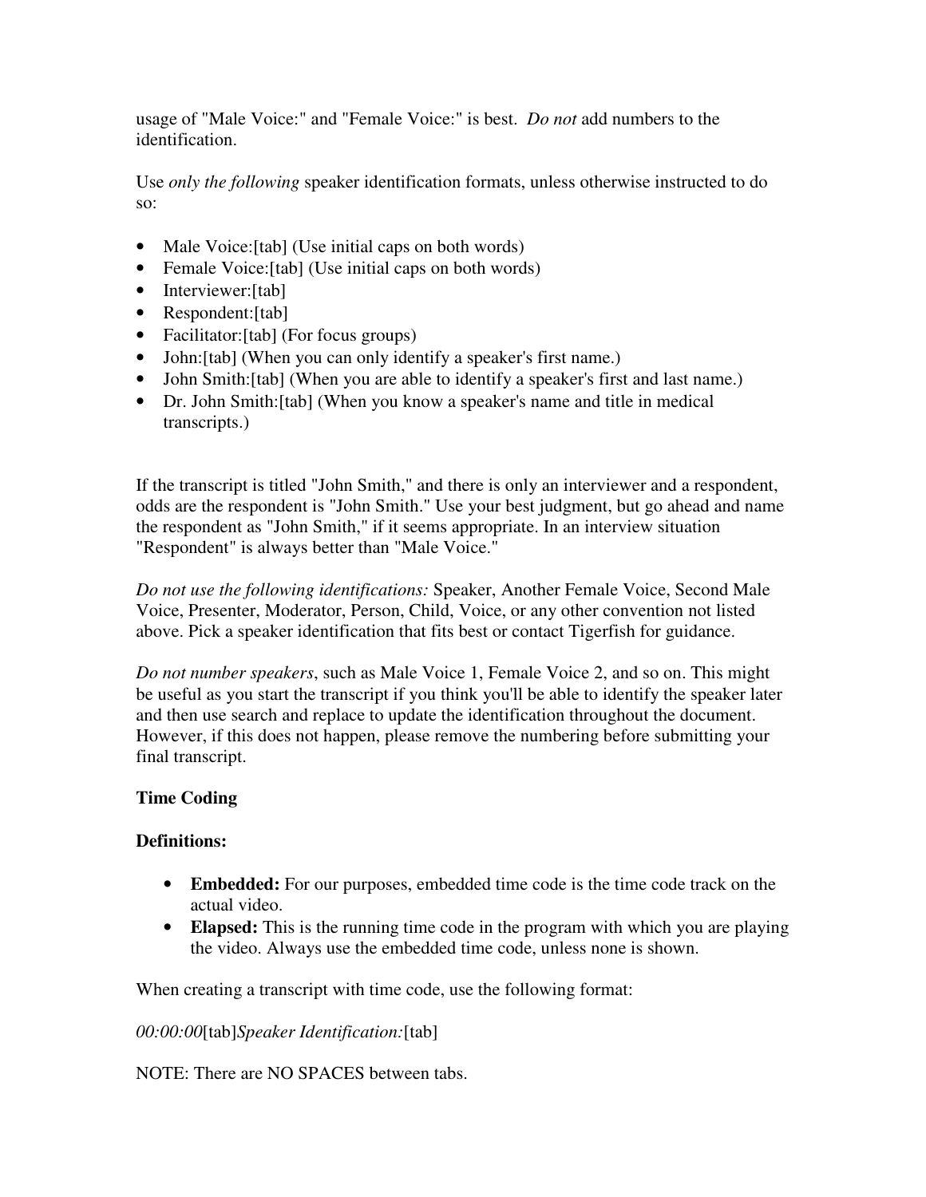usage of "Male Voice:" and "Female Voice:" is best. *Do not* add numbers to the identification.

Use *only the following* speaker identification formats, unless otherwise instructed to do so:

- Male Voice:[tab] (Use initial caps on both words)
- Female Voice:[tab] (Use initial caps on both words)
- Interviewer:[tab]
- Respondent:[tab]
- Facilitator:[tab] (For focus groups)
- John:[tab] (When you can only identify a speaker's first name.)
- John Smith:[tab] (When you are able to identify a speaker's first and last name.)
- Dr. John Smith:[tab] (When you know a speaker's name and title in medical transcripts.)

If the transcript is titled "John Smith," and there is only an interviewer and a respondent, odds are the respondent is "John Smith." Use your best judgment, but go ahead and name the respondent as "John Smith," if it seems appropriate. In an interview situation "Respondent" is always better than "Male Voice."

*Do not use the following identifications:* Speaker, Another Female Voice, Second Male Voice, Presenter, Moderator, Person, Child, Voice, or any other convention not listed above. Pick a speaker identification that fits best or contact Tigerfish for guidance.

*Do not number speakers*, such as Male Voice 1, Female Voice 2, and so on. This might be useful as you start the transcript if you think you'll be able to identify the speaker later and then use search and replace to update the identification throughout the document. However, if this does not happen, please remove the numbering before submitting your final transcript.

**Time Coding**

**Definitions:**

- **Embedded:** For our purposes, embedded time code is the time code track on the actual video.
- **Elapsed:** This is the running time code in the program with which you are playing the video. Always use the embedded time code, unless none is shown.

When creating a transcript with time code, use the following format:

*00:00:00*[tab]*Speaker Identification:*[tab]

NOTE: There are NO SPACES between tabs.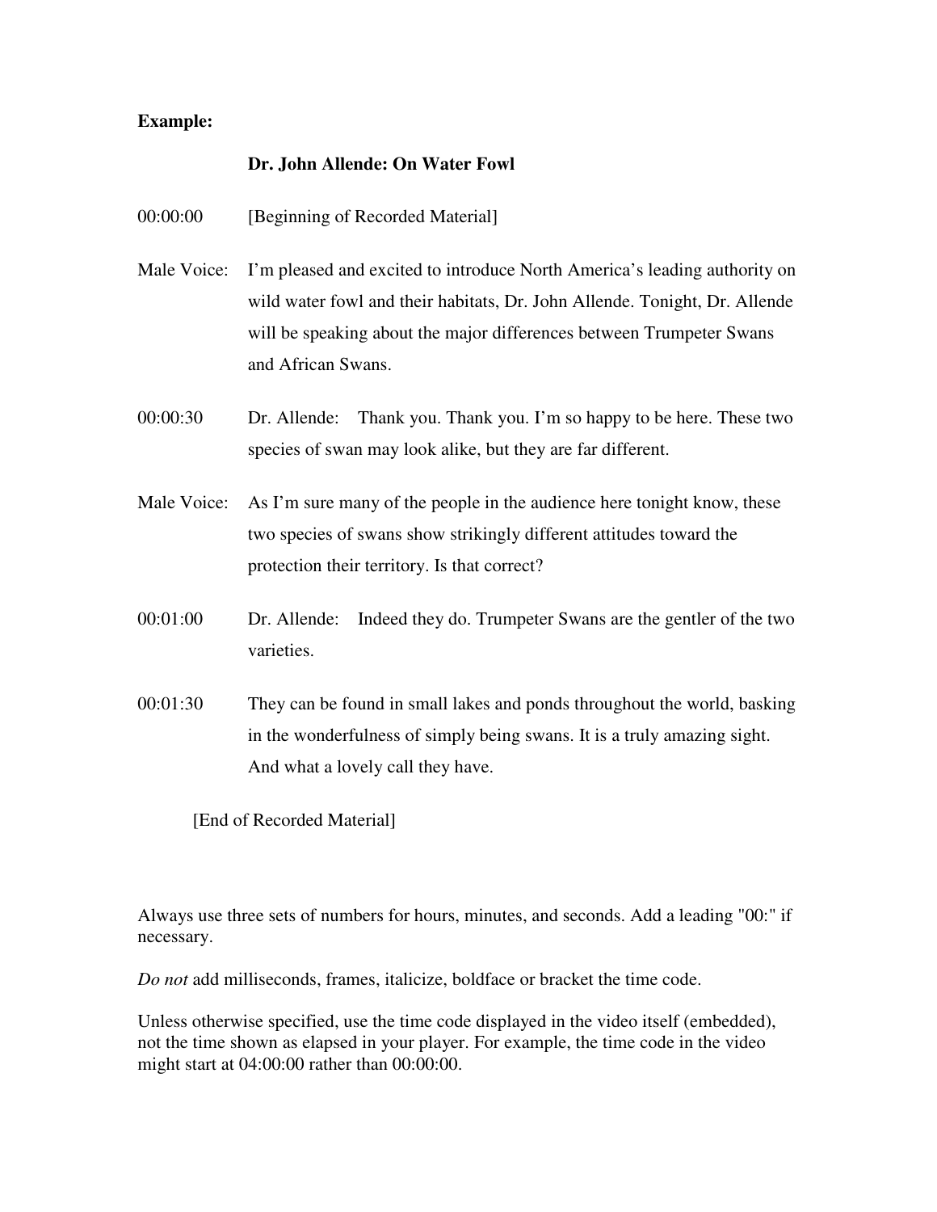**Example:**

**Dr. John Allende: On Water Fowl**

00:00:00 [Beginning of Recorded Material]

Male Voice: I'm pleased and excited to introduce North America's leading authority on wild water fowl and their habitats, Dr. John Allende. Tonight, Dr. Allende will be speaking about the major differences between Trumpeter Swans and African Swans.

00:00:30 Dr. Allende: Thank you. Thank you. I'm so happy to be here. These two species of swan may look alike, but they are far different.

Male Voice: As I'm sure many of the people in the audience here tonight know, these two species of swans show strikingly different attitudes toward the protection their territory. Is that correct?

00:01:00 Dr. Allende: Indeed they do. Trumpeter Swans are the gentler of the two varieties.

00:01:30 They can be found in small lakes and ponds throughout the world, basking in the wonderfulness of simply being swans. It is a truly amazing sight. And what a lovely call they have.

[End of Recorded Material]

Always use three sets of numbers for hours, minutes, and seconds. Add a leading "00:" if necessary.

*Do not* add milliseconds, frames, italicize, boldface or bracket the time code.

Unless otherwise specified, use the time code displayed in the video itself (embedded), not the time shown as elapsed in your player. For example, the time code in the video might start at 04:00:00 rather than 00:00:00.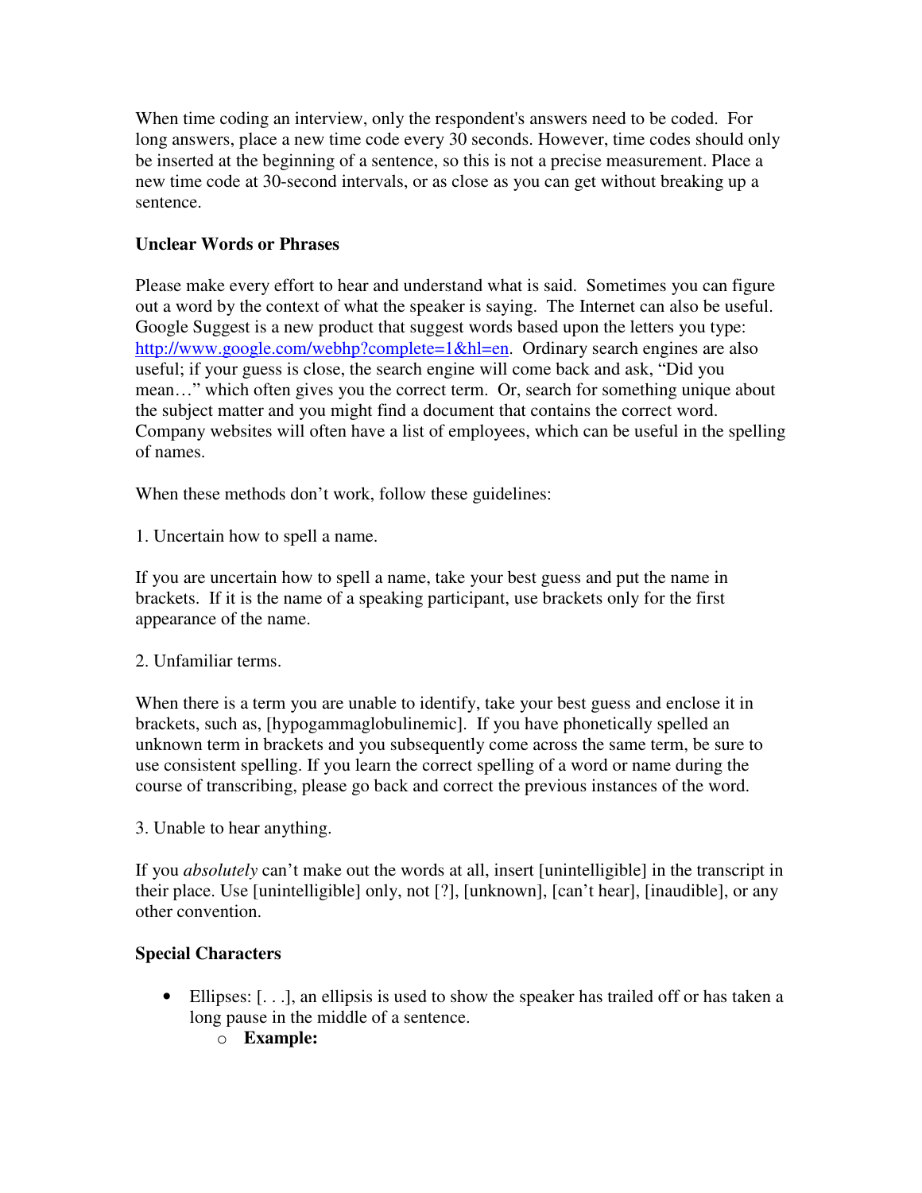When time coding an interview, only the respondent's answers need to be coded. For long answers, place a new time code every 30 seconds. However, time codes should only be inserted at the beginning of a sentence, so this is not a precise measurement. Place a new time code at 30-second intervals, or as close as you can get without breaking up a sentence.

**Unclear Words or Phrases**

Please make every effort to hear and understand what is said. Sometimes you can figure out a word by the context of what the speaker is saying. The Internet can also be useful. Google Suggest is a new product that suggest words based upon the letters you type: http://www.google.com/webhp?complete=1&hl=en. Ordinary search engines are also useful; if your guess is close, the search engine will come back and ask, "Did you mean…" which often gives you the correct term. Or, search for something unique about the subject matter and you might find a document that contains the correct word. Company websites will often have a list of employees, which can be useful in the spelling of names.

When these methods don't work, follow these guidelines:

1. Uncertain how to spell a name.

If you are uncertain how to spell a name, take your best guess and put the name in brackets. If it is the name of a speaking participant, use brackets only for the first appearance of the name.

2. Unfamiliar terms.

When there is a term you are unable to identify, take your best guess and enclose it in brackets, such as, [hypogammaglobulinemic]. If you have phonetically spelled an unknown term in brackets and you subsequently come across the same term, be sure to use consistent spelling. If you learn the correct spelling of a word or name during the course of transcribing, please go back and correct the previous instances of the word.

3. Unable to hear anything.

If you *absolutely* can't make out the words at all, insert [unintelligible] in the transcript in their place. Use [unintelligible] only, not [?], [unknown], [can't hear], [inaudible], or any other convention.

**Special Characters**

- Ellipses: [. . .], an ellipsis is used to show the speaker has trailed off or has taken a long pause in the middle of a sentence.
  - **Example:**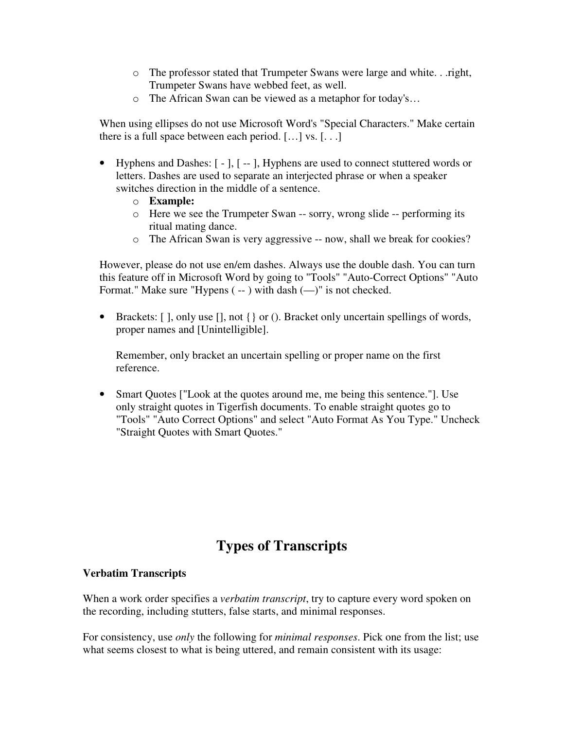- The professor stated that Trumpeter Swans were large and white. . .right, Trumpeter Swans have webbed feet, as well.
  - The African Swan can be viewed as a metaphor for today's…

When using ellipses do not use Microsoft Word's "Special Characters." Make certain there is a full space between each period. […] vs. [. . .]

- Hyphens and Dashes: [ - ], [ -- ], Hyphens are used to connect stuttered words or letters. Dashes are used to separate an interjected phrase or when a speaker switches direction in the middle of a sentence.
  - **Example:**
  - Here we see the Trumpeter Swan -- sorry, wrong slide -- performing its ritual mating dance.
  - The African Swan is very aggressive -- now, shall we break for cookies?

However, please do not use en/em dashes. Always use the double dash. You can turn this feature off in Microsoft Word by going to "Tools" "Auto-Correct Options" "Auto Format." Make sure "Hypens ( -- ) with dash (—)" is not checked.

- Brackets: [ ], only use [], not {} or (). Bracket only uncertain spellings of words, proper names and [Unintelligible].

  Remember, only bracket an uncertain spelling or proper name on the first reference.

- Smart Quotes ["Look at the quotes around me, me being this sentence."]. Use only straight quotes in Tigerfish documents. To enable straight quotes go to "Tools" "Auto Correct Options" and select "Auto Format As You Type." Uncheck "Straight Quotes with Smart Quotes."

# Types of Transcripts

**Verbatim Transcripts**

When a work order specifies a *verbatim transcript*, try to capture every word spoken on the recording, including stutters, false starts, and minimal responses.

For consistency, use *only* the following for *minimal responses*. Pick one from the list; use what seems closest to what is being uttered, and remain consistent with its usage: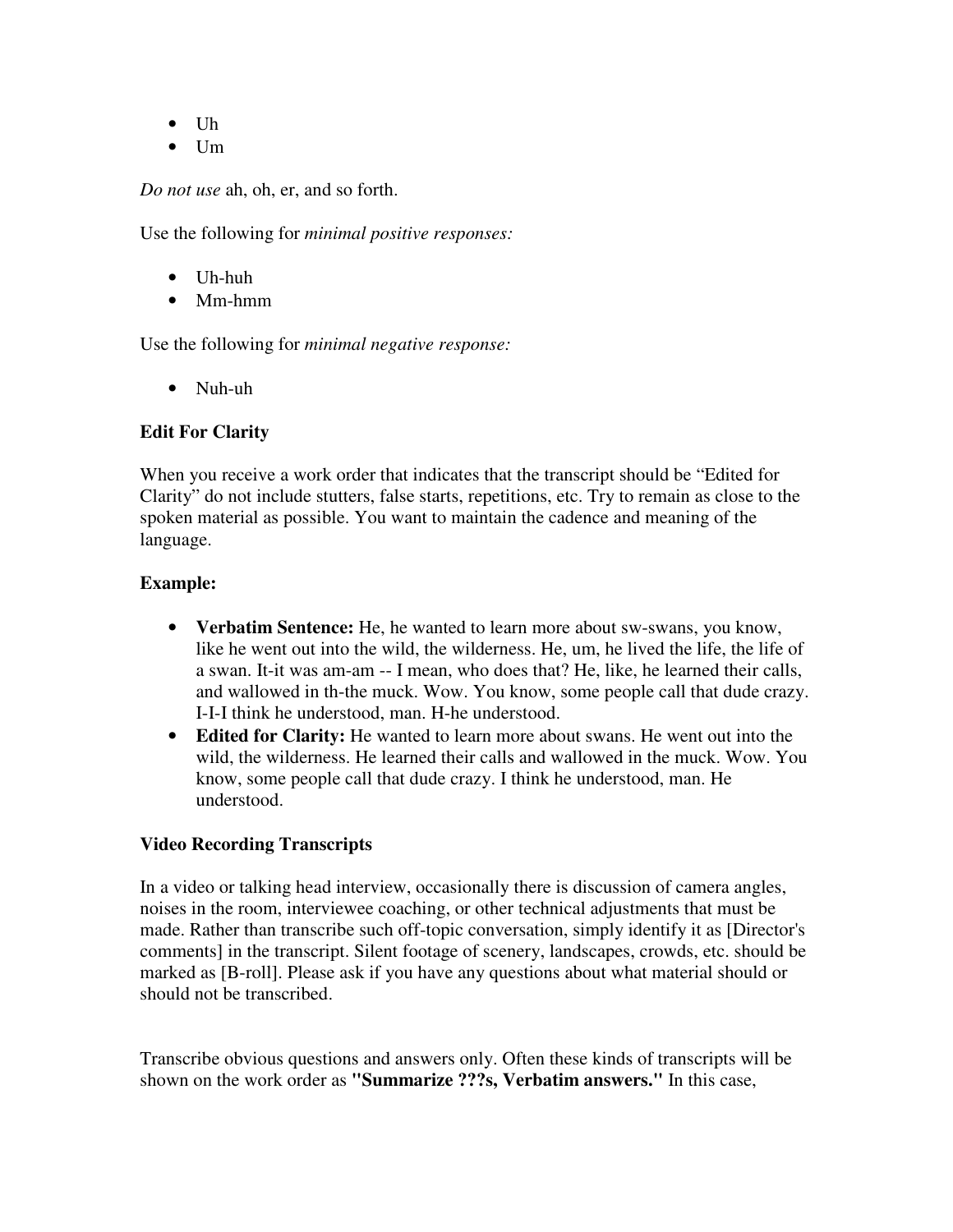- Uh
- Um

*Do not use* ah, oh, er, and so forth.

Use the following for *minimal positive responses:*

- Uh-huh
- Mm-hmm

Use the following for *minimal negative response:*

- Nuh-uh

**Edit For Clarity**

When you receive a work order that indicates that the transcript should be "Edited for Clarity" do not include stutters, false starts, repetitions, etc. Try to remain as close to the spoken material as possible. You want to maintain the cadence and meaning of the language.

**Example:**

- **Verbatim Sentence:** He, he wanted to learn more about sw-swans, you know, like he went out into the wild, the wilderness. He, um, he lived the life, the life of a swan. It-it was am-am -- I mean, who does that? He, like, he learned their calls, and wallowed in th-the muck. Wow. You know, some people call that dude crazy. I-I-I think he understood, man. H-he understood.
- **Edited for Clarity:** He wanted to learn more about swans. He went out into the wild, the wilderness. He learned their calls and wallowed in the muck. Wow. You know, some people call that dude crazy. I think he understood, man. He understood.

**Video Recording Transcripts**

In a video or talking head interview, occasionally there is discussion of camera angles, noises in the room, interviewee coaching, or other technical adjustments that must be made. Rather than transcribe such off-topic conversation, simply identify it as [Director's comments] in the transcript. Silent footage of scenery, landscapes, crowds, etc. should be marked as [B-roll]. Please ask if you have any questions about what material should or should not be transcribed.

Transcribe obvious questions and answers only. Often these kinds of transcripts will be shown on the work order as **"Summarize ???s, Verbatim answers."** In this case,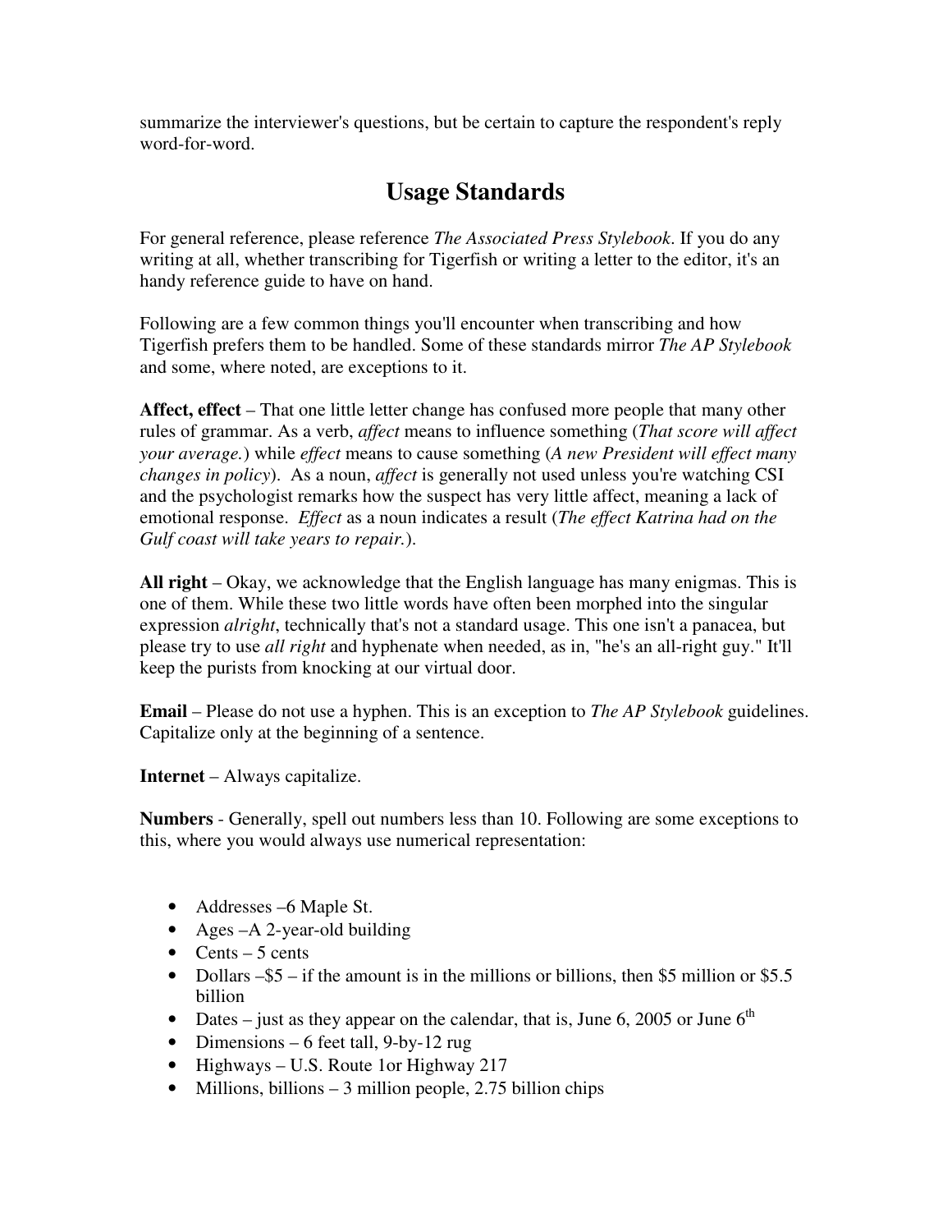summarize the interviewer's questions, but be certain to capture the respondent's reply word-for-word.

## Usage Standards

For general reference, please reference *The Associated Press Stylebook*. If you do any writing at all, whether transcribing for Tigerfish or writing a letter to the editor, it's an handy reference guide to have on hand.

Following are a few common things you'll encounter when transcribing and how Tigerfish prefers them to be handled. Some of these standards mirror *The AP Stylebook* and some, where noted, are exceptions to it.

**Affect, effect** – That one little letter change has confused more people that many other rules of grammar. As a verb, *affect* means to influence something (*That score will affect your average.*) while *effect* means to cause something (*A new President will effect many changes in policy*). As a noun, *affect* is generally not used unless you're watching CSI and the psychologist remarks how the suspect has very little affect, meaning a lack of emotional response. *Effect* as a noun indicates a result (*The effect Katrina had on the Gulf coast will take years to repair.*).

**All right** – Okay, we acknowledge that the English language has many enigmas. This is one of them. While these two little words have often been morphed into the singular expression *alright*, technically that's not a standard usage. This one isn't a panacea, but please try to use *all right* and hyphenate when needed, as in, "he's an all-right guy." It'll keep the purists from knocking at our virtual door.

**Email** – Please do not use a hyphen. This is an exception to *The AP Stylebook* guidelines. Capitalize only at the beginning of a sentence.

**Internet** – Always capitalize.

**Numbers** - Generally, spell out numbers less than 10. Following are some exceptions to this, where you would always use numerical representation:

- Addresses –6 Maple St.
- Ages –A 2-year-old building
- Cents – 5 cents
- Dollars –$5 – if the amount is in the millions or billions, then $5 million or $5.5 billion
- Dates – just as they appear on the calendar, that is, June 6, 2005 or June 6th
- Dimensions – 6 feet tall, 9-by-12 rug
- Highways – U.S. Route 1or Highway 217
- Millions, billions – 3 million people, 2.75 billion chips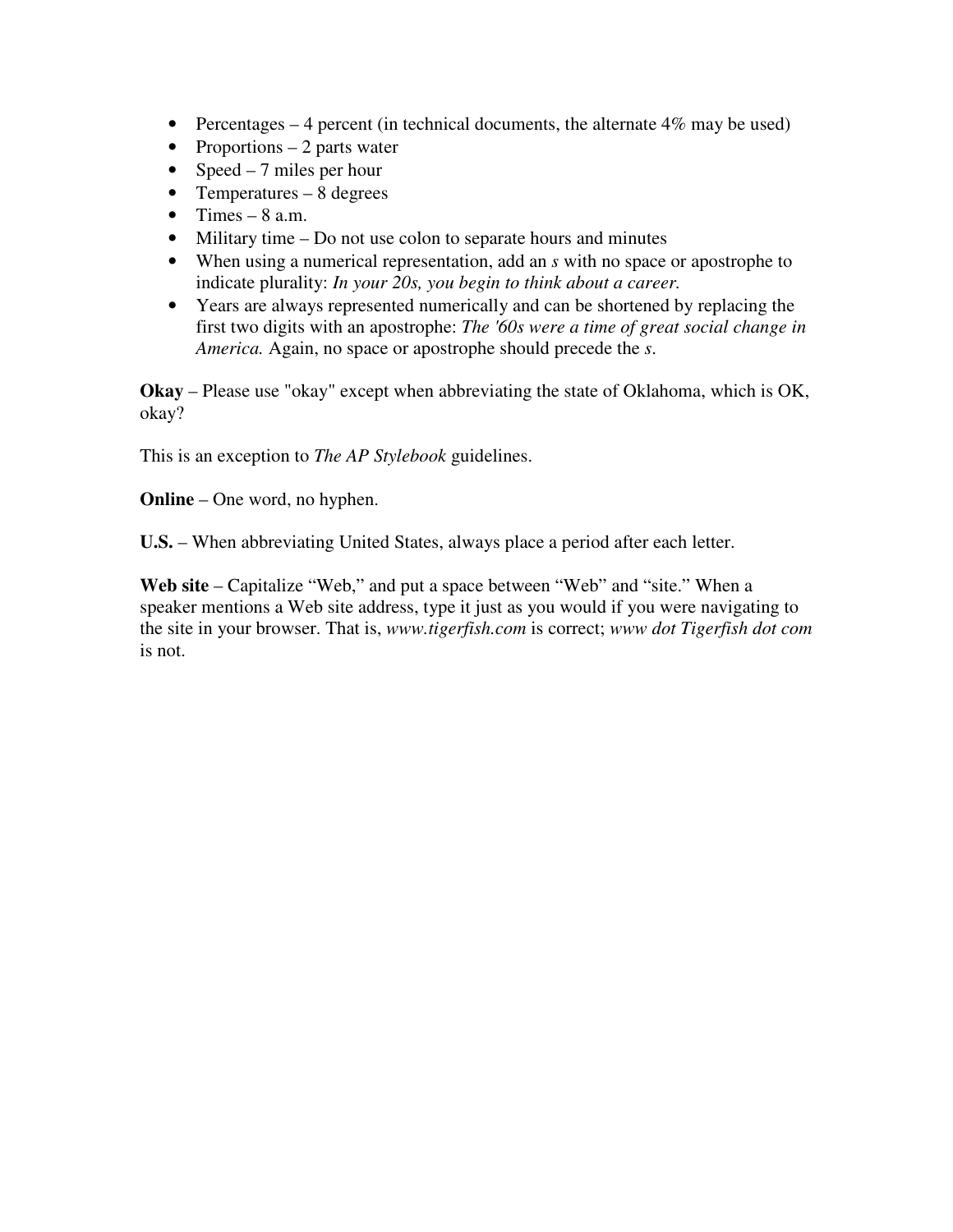- Percentages – 4 percent (in technical documents, the alternate 4% may be used)
- Proportions – 2 parts water
- Speed – 7 miles per hour
- Temperatures – 8 degrees
- Times – 8 a.m.
- Military time – Do not use colon to separate hours and minutes
- When using a numerical representation, add an *s* with no space or apostrophe to indicate plurality: *In your 20s, you begin to think about a career.*
- Years are always represented numerically and can be shortened by replacing the first two digits with an apostrophe: *The '60s were a time of great social change in America.* Again, no space or apostrophe should precede the *s*.

**Okay** – Please use "okay" except when abbreviating the state of Oklahoma, which is OK, okay?

This is an exception to *The AP Stylebook* guidelines.

**Online** – One word, no hyphen.

**U.S.** – When abbreviating United States, always place a period after each letter.

**Web site** – Capitalize "Web," and put a space between "Web" and "site." When a speaker mentions a Web site address, type it just as you would if you were navigating to the site in your browser. That is, *www.tigerfish.com* is correct; *www dot Tigerfish dot com* is not.